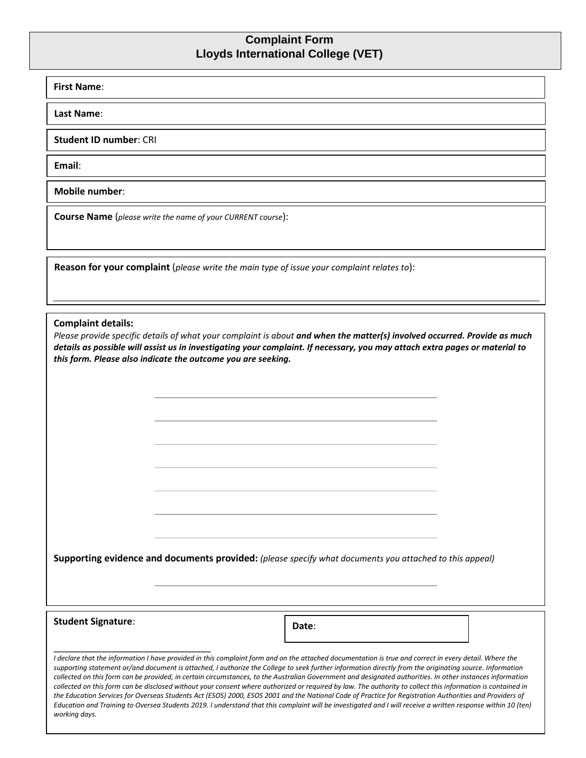# Complaint Form
# Lloyds International College (VET)

**First Name**:

**Last Name**:

**Student ID number**: CRI

**Email**:

**Mobile number**:

**Course Name** (*please write the name of your CURRENT course*):

**Reason for your complaint** (*please write the main type of issue your complaint relates to*):

**Complaint details:**
*Please provide specific details of what your complaint is about* ***and when the matter(s) involved occurred. Provide as much details as possible will assist us in investigating your complaint. If necessary, you may attach extra pages or material to this form. Please also indicate the outcome you are seeking.***

**Supporting evidence and documents provided:** *(please specify what documents you attached to this appeal)*

**Student Signature**:

**Date**:

*I declare that the information I have provided in this complaint form and on the attached documentation is true and correct in every detail. Where the supporting statement or/and document is attached, I authorize the College to seek further information directly from the originating source. Information collected on this form can be provided, in certain circumstances, to the Australian Government and designated authorities. In other instances information collected on this form can be disclosed without your consent where authorized or required by law. The authority to collect this information is contained in the Education Services for Overseas Students Act (ESOS) 2000, ESOS 2001 and the National Code of Practice for Registration Authorities and Providers of Education and Training to Oversea Students 2019. I understand that this complaint will be investigated and I will receive a written response within 10 (ten) working days.*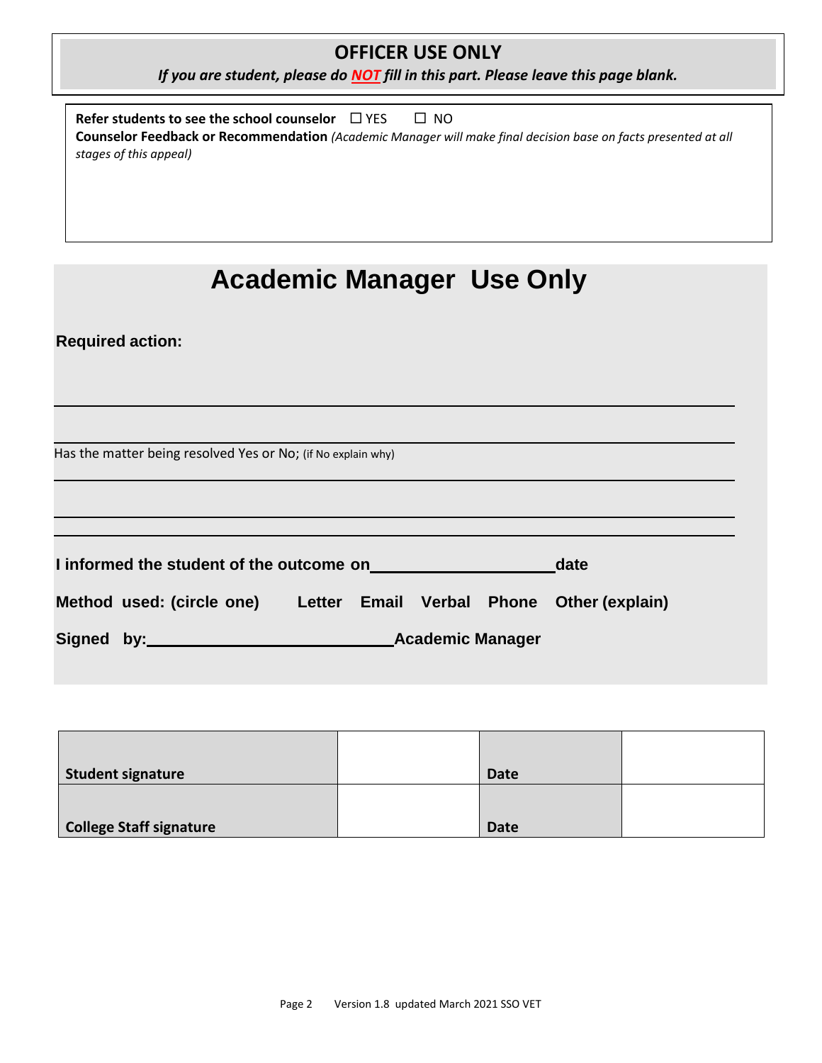## OFFICER USE ONLY

***If you are student, please do NOT fill in this part. Please leave this page blank.***

**Refer students to see the school counselor** ☐ YES ☐ NO

**Counselor Feedback or Recommendation** *(Academic Manager will make final decision base on facts presented at all stages of this appeal)*

# Academic Manager Use Only

**Required action:**

______________________________________________________________________

______________________________________________________________________

Has the matter being resolved Yes or No; (if No explain why)

______________________________________________________________________

______________________________________________________________________

______________________________________________________________________

**I informed the student of the outcome on____________________date**

**Method used: (circle one) Letter Email Verbal Phone Other (explain)**

**Signed by:___________________________Academic Manager**

| | | | |
|---|---|---|---|
| **Student signature** | | **Date** | |
| **College Staff signature** | | **Date** | |